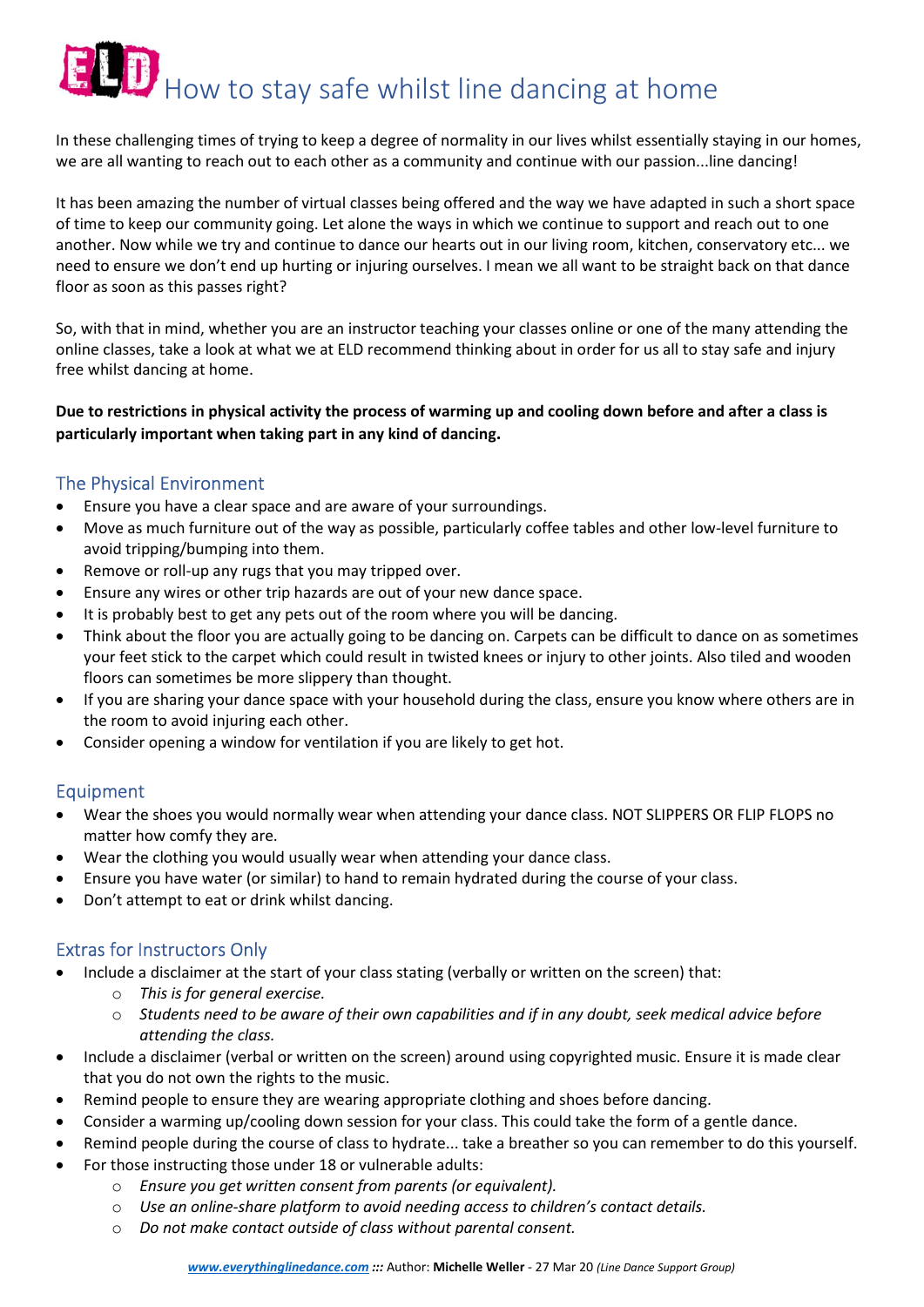# ELD How to stay safe whilst line dancing at home

In these challenging times of trying to keep a degree of normality in our lives whilst essentially staying in our homes, we are all wanting to reach out to each other as a community and continue with our passion...line dancing!

It has been amazing the number of virtual classes being offered and the way we have adapted in such a short space of time to keep our community going. Let alone the ways in which we continue to support and reach out to one another. Now while we try and continue to dance our hearts out in our living room, kitchen, conservatory etc... we need to ensure we don't end up hurting or injuring ourselves. I mean we all want to be straight back on that dance floor as soon as this passes right?

So, with that in mind, whether you are an instructor teaching your classes online or one of the many attending the online classes, take a look at what we at ELD recommend thinking about in order for us all to stay safe and injury free whilst dancing at home.

**Due to restrictions in physical activity the process of warming up and cooling down before and after a class is particularly important when taking part in any kind of dancing.**

## The Physical Environment

- Ensure you have a clear space and are aware of your surroundings.
- Move as much furniture out of the way as possible, particularly coffee tables and other low-level furniture to avoid tripping/bumping into them.
- Remove or roll-up any rugs that you may tripped over.
- Ensure any wires or other trip hazards are out of your new dance space.
- It is probably best to get any pets out of the room where you will be dancing.
- Think about the floor you are actually going to be dancing on. Carpets can be difficult to dance on as sometimes your feet stick to the carpet which could result in twisted knees or injury to other joints. Also tiled and wooden floors can sometimes be more slippery than thought.
- If you are sharing your dance space with your household during the class, ensure you know where others are in the room to avoid injuring each other.
- Consider opening a window for ventilation if you are likely to get hot.

## Equipment

- Wear the shoes you would normally wear when attending your dance class. NOT SLIPPERS OR FLIP FLOPS no matter how comfy they are.
- Wear the clothing you would usually wear when attending your dance class.
- Ensure you have water (or similar) to hand to remain hydrated during the course of your class.
- Don't attempt to eat or drink whilst dancing.

## Extras for Instructors Only

- Include a disclaimer at the start of your class stating (verbally or written on the screen) that:
  - *This is for general exercise.*
  - *Students need to be aware of their own capabilities and if in any doubt, seek medical advice before attending the class.*
- Include a disclaimer (verbal or written on the screen) around using copyrighted music. Ensure it is made clear that you do not own the rights to the music.
- Remind people to ensure they are wearing appropriate clothing and shoes before dancing.
- Consider a warming up/cooling down session for your class. This could take the form of a gentle dance.
- Remind people during the course of class to hydrate... take a breather so you can remember to do this yourself.
- For those instructing those under 18 or vulnerable adults:
  - *Ensure you get written consent from parents (or equivalent).*
  - *Use an online-share platform to avoid needing access to children's contact details.*
  - *Do not make contact outside of class without parental consent.*

***www.everythinglinedance.com*** ***:::*** Author: **Michelle Weller** - 27 Mar 20 *(Line Dance Support Group)*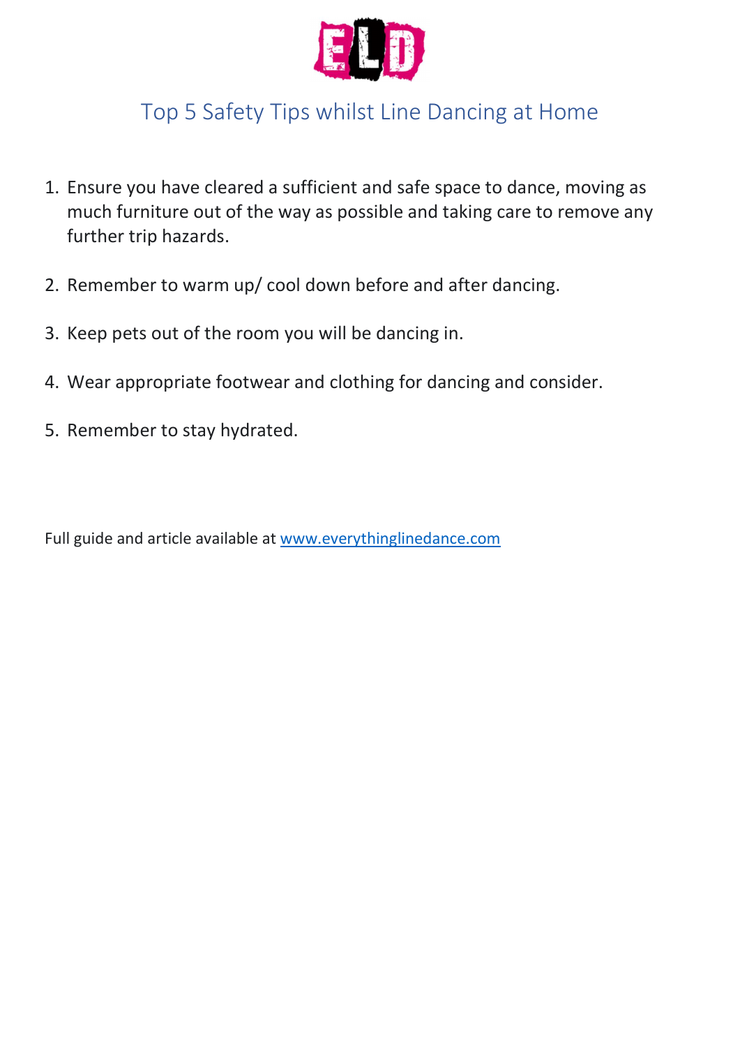# Top 5 Safety Tips whilst Line Dancing at Home

1. Ensure you have cleared a sufficient and safe space to dance, moving as much furniture out of the way as possible and taking care to remove any further trip hazards.

2. Remember to warm up/ cool down before and after dancing.

3. Keep pets out of the room you will be dancing in.

4. Wear appropriate footwear and clothing for dancing and consider.

5. Remember to stay hydrated.

Full guide and article available at www.everythinglinedance.com